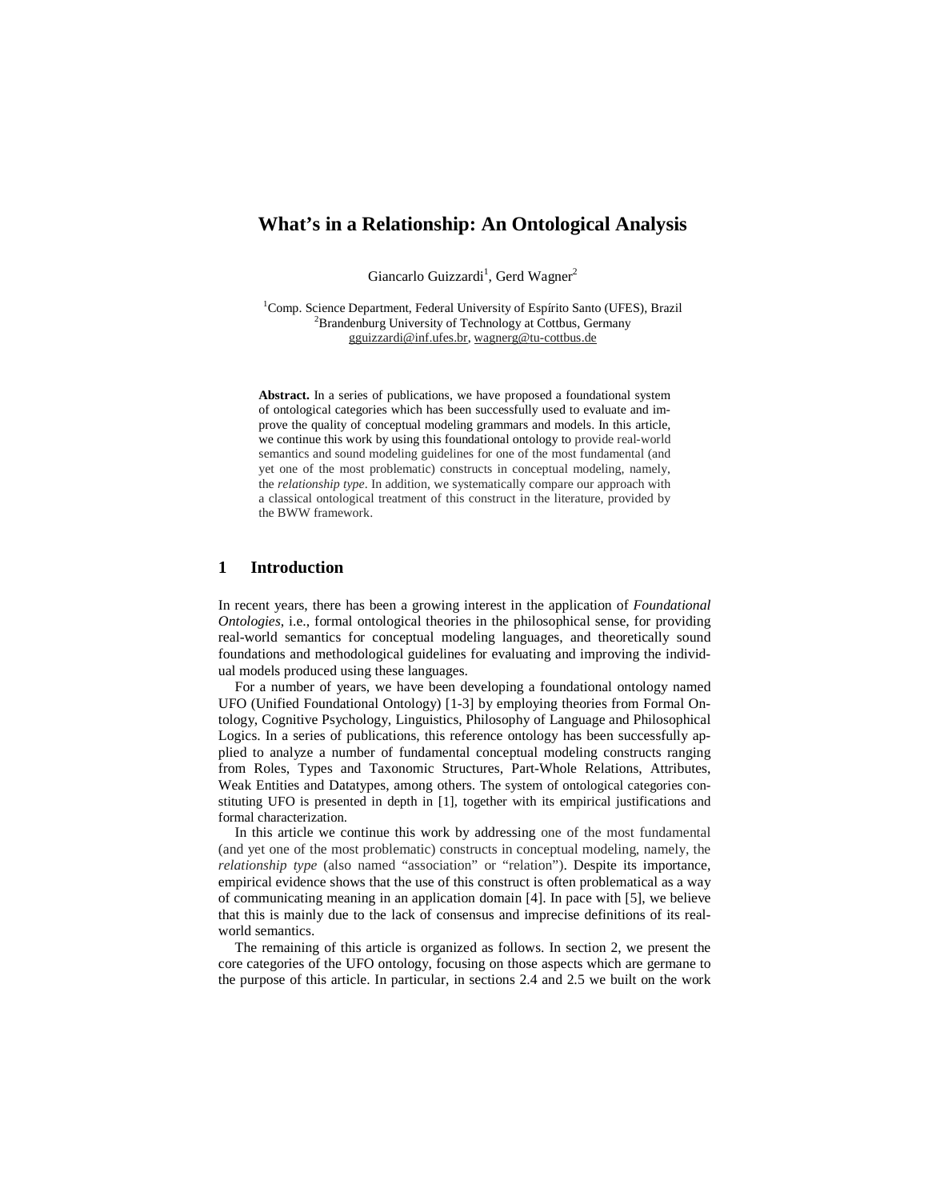# What's in a Relationship: An Ontological Analysis

Giancarlo Guizzardi[1], Gerd Wagner[2]

[1]Comp. Science Department, Federal University of Espírito Santo (UFES), Brazil
[2]Brandenburg University of Technology at Cottbus, Germany
gguizzardi@inf.ufes.br, wagnerg@tu-cottbus.de

**Abstract.** In a series of publications, we have proposed a foundational system of ontological categories which has been successfully used to evaluate and improve the quality of conceptual modeling grammars and models. In this article, we continue this work by using this foundational ontology to provide real-world semantics and sound modeling guidelines for one of the most fundamental (and yet one of the most problematic) constructs in conceptual modeling, namely, the *relationship type*. In addition, we systematically compare our approach with a classical ontological treatment of this construct in the literature, provided by the BWW framework.

## 1 Introduction

In recent years, there has been a growing interest in the application of *Foundational Ontologies*, i.e., formal ontological theories in the philosophical sense, for providing real-world semantics for conceptual modeling languages, and theoretically sound foundations and methodological guidelines for evaluating and improving the individual models produced using these languages.

For a number of years, we have been developing a foundational ontology named UFO (Unified Foundational Ontology) [1-3] by employing theories from Formal Ontology, Cognitive Psychology, Linguistics, Philosophy of Language and Philosophical Logics. In a series of publications, this reference ontology has been successfully applied to analyze a number of fundamental conceptual modeling constructs ranging from Roles, Types and Taxonomic Structures, Part-Whole Relations, Attributes, Weak Entities and Datatypes, among others. The system of ontological categories constituting UFO is presented in depth in [1], together with its empirical justifications and formal characterization.

In this article we continue this work by addressing one of the most fundamental (and yet one of the most problematic) constructs in conceptual modeling, namely, the *relationship type* (also named "association" or "relation"). Despite its importance, empirical evidence shows that the use of this construct is often problematical as a way of communicating meaning in an application domain [4]. In pace with [5], we believe that this is mainly due to the lack of consensus and imprecise definitions of its real-world semantics.

The remaining of this article is organized as follows. In section 2, we present the core categories of the UFO ontology, focusing on those aspects which are germane to the purpose of this article. In particular, in sections 2.4 and 2.5 we built on the work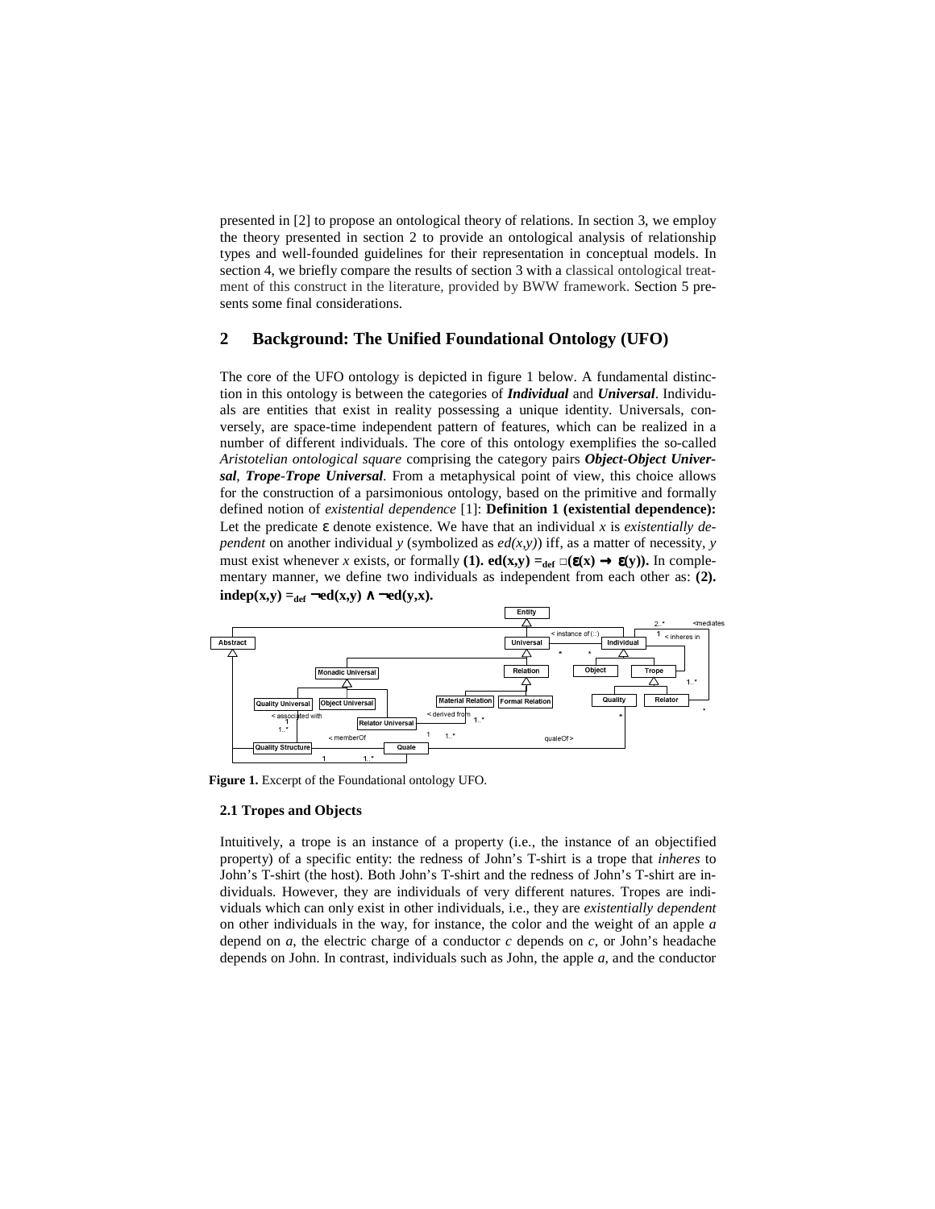presented in [2] to propose an ontological theory of relations. In section 3, we employ the theory presented in section 2 to provide an ontological analysis of relationship types and well-founded guidelines for their representation in conceptual models. In section 4, we briefly compare the results of section 3 with a classical ontological treatment of this construct in the literature, provided by BWW framework. Section 5 presents some final considerations.

## 2 Background: The Unified Foundational Ontology (UFO)

The core of the UFO ontology is depicted in figure 1 below. A fundamental distinction in this ontology is between the categories of ***Individual*** and ***Universal***. Individuals are entities that exist in reality possessing a unique identity. Universals, conversely, are space-time independent pattern of features, which can be realized in a number of different individuals. The core of this ontology exemplifies the so-called *Aristotelian ontological square* comprising the category pairs ***Object-Object Universal***, ***Trope-Trope Universal***. From a metaphysical point of view, this choice allows for the construction of a parsimonious ontology, based on the primitive and formally defined notion of *existential dependence* [1]: **Definition 1 (existential dependence):** Let the predicate $\varepsilon$ denote existence. We have that an individual *x* is *existentially dependent* on another individual *y* (symbolized as *ed(x,y)*) iff, as a matter of necessity, *y* must exist whenever *x* exists, or formally **(1).** $\mathbf{ed(x,y) =_{def} \Box(\varepsilon(x) \rightarrow \varepsilon(y))}$. In complementary manner, we define two individuals as independent from each other as: **(2).** $\mathbf{indep(x,y) =_{def} \neg ed(x,y) \land \neg ed(y,x)}$.

**Figure 1.** Excerpt of the Foundational ontology UFO.

### 2.1 Tropes and Objects

Intuitively, a trope is an instance of a property (i.e., the instance of an objectified property) of a specific entity: the redness of John's T-shirt is a trope that *inheres* to John's T-shirt (the host). Both John's T-shirt and the redness of John's T-shirt are individuals. However, they are individuals of very different natures. Tropes are individuals which can only exist in other individuals, i.e., they are *existentially dependent* on other individuals in the way, for instance, the color and the weight of an apple *a* depend on *a*, the electric charge of a conductor *c* depends on *c*, or John's headache depends on John. In contrast, individuals such as John, the apple *a*, and the conductor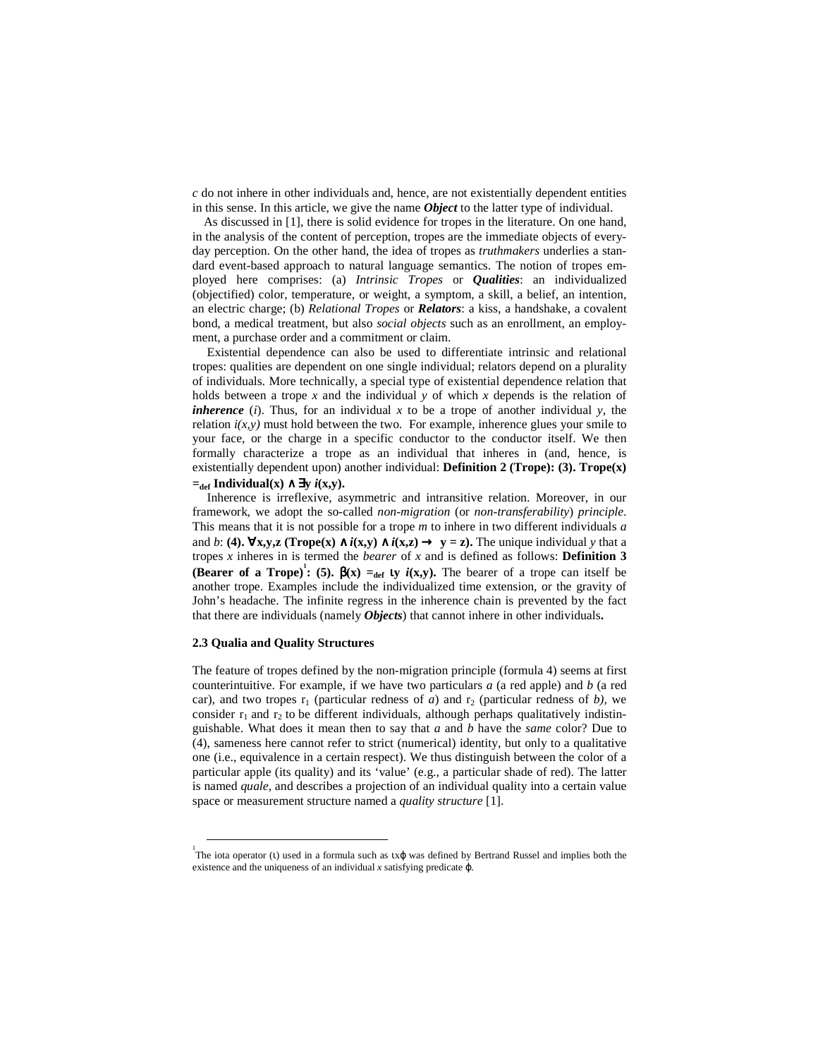*c* do not inhere in other individuals and, hence, are not existentially dependent entities in this sense. In this article, we give the name ***Object*** to the latter type of individual.

As discussed in [1], there is solid evidence for tropes in the literature. On one hand, in the analysis of the content of perception, tropes are the immediate objects of everyday perception. On the other hand, the idea of tropes as *truthmakers* underlies a standard event-based approach to natural language semantics. The notion of tropes employed here comprises: (a) *Intrinsic Tropes* or ***Qualities***: an individualized (objectified) color, temperature, or weight, a symptom, a skill, a belief, an intention, an electric charge; (b) *Relational Tropes* or ***Relators***: a kiss, a handshake, a covalent bond, a medical treatment, but also *social objects* such as an enrollment, an employment, a purchase order and a commitment or claim.

Existential dependence can also be used to differentiate intrinsic and relational tropes: qualities are dependent on one single individual; relators depend on a plurality of individuals. More technically, a special type of existential dependence relation that holds between a trope *x* and the individual *y* of which *x* depends is the relation of ***inherence*** (*i*). Thus, for an individual *x* to be a trope of another individual *y*, the relation $i(x,y)$ must hold between the two. For example, inherence glues your smile to your face, or the charge in a specific conductor to the conductor itself. We then formally characterize a trope as an individual that inheres in (and, hence, is existentially dependent upon) another individual: **Definition 2 (Trope): (3).** $\mathbf{Trope(x) =_{def} Individual(x) \wedge \exists y\ i(x,y).}$

Inherence is irreflexive, asymmetric and intransitive relation. Moreover, in our framework, we adopt the so-called *non-migration* (or *non-transferability*) *principle*. This means that it is not possible for a trope *m* to inhere in two different individuals *a* and *b*: **(4).** $\mathbf{\forall x,y,z\ (Trope(x) \wedge i(x,y) \wedge i(x,z) \rightarrow y = z).}$ The unique individual *y* that a tropes *x* inheres in is termed the *bearer* of *x* and is defined as follows: **Definition 3 (Bearer of a Trope)[1]: (5).** $\mathbf{\beta(x) =_{def} \iota y\ i(x,y).}$ The bearer of a trope can itself be another trope. Examples include the individualized time extension, or the gravity of John's headache. The infinite regress in the inherence chain is prevented by the fact that there are individuals (namely ***Objects***) that cannot inhere in other individuals**.**

### 2.3 Qualia and Quality Structures

The feature of tropes defined by the non-migration principle (formula 4) seems at first counterintuitive. For example, if we have two particulars *a* (a red apple) and *b* (a red car), and two tropes $r_1$ (particular redness of *a*) and $r_2$ (particular redness of *b*), we consider $r_1$ and $r_2$ to be different individuals, although perhaps qualitatively indistinguishable. What does it mean then to say that *a* and *b* have the *same* color? Due to (4), sameness here cannot refer to strict (numerical) identity, but only to a qualitative one (i.e., equivalence in a certain respect). We thus distinguish between the color of a particular apple (its quality) and its 'value' (e.g., a particular shade of red). The latter is named *quale*, and describes a projection of an individual quality into a certain value space or measurement structure named a *quality structure* [1].

[1] The iota operator (ι) used in a formula such as $\iota x\varphi$ was defined by Bertrand Russel and implies both the existence and the uniqueness of an individual *x* satisfying predicate $\varphi$.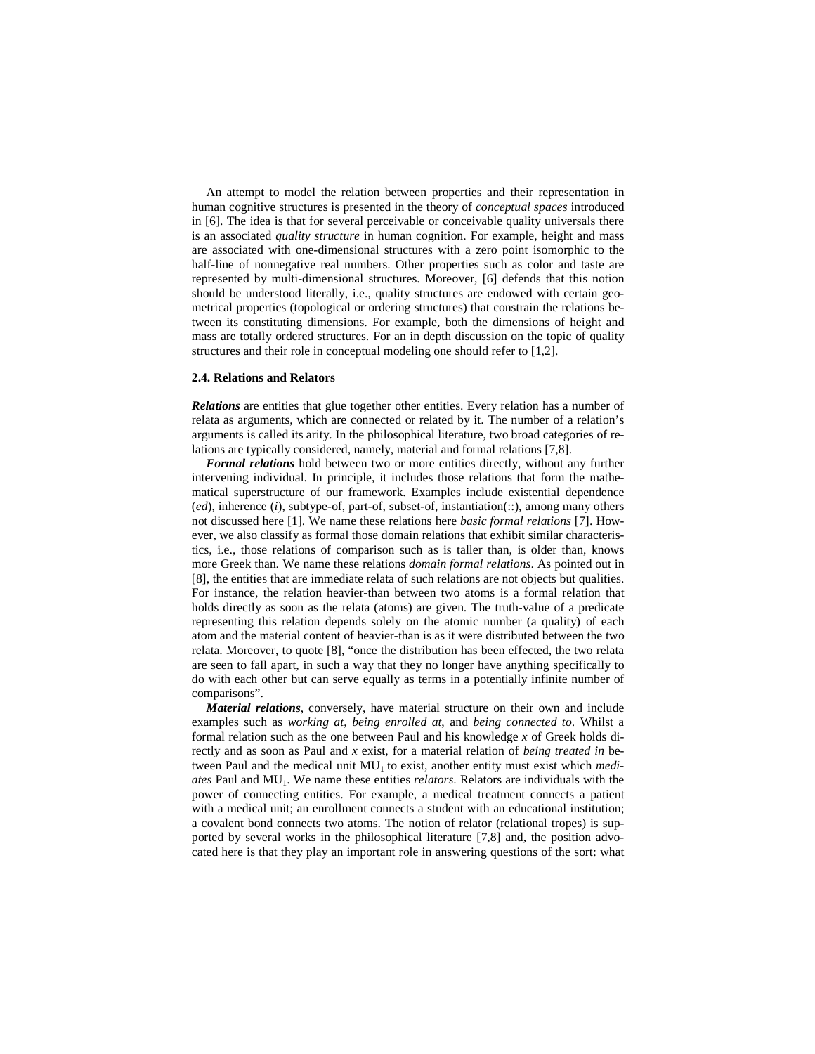An attempt to model the relation between properties and their representation in human cognitive structures is presented in the theory of *conceptual spaces* introduced in [6]. The idea is that for several perceivable or conceivable quality universals there is an associated *quality structure* in human cognition. For example, height and mass are associated with one-dimensional structures with a zero point isomorphic to the half-line of nonnegative real numbers. Other properties such as color and taste are represented by multi-dimensional structures. Moreover, [6] defends that this notion should be understood literally, i.e., quality structures are endowed with certain geometrical properties (topological or ordering structures) that constrain the relations between its constituting dimensions. For example, both the dimensions of height and mass are totally ordered structures. For an in depth discussion on the topic of quality structures and their role in conceptual modeling one should refer to [1,2].

### 2.4. Relations and Relators

***Relations*** are entities that glue together other entities. Every relation has a number of relata as arguments, which are connected or related by it. The number of a relation's arguments is called its arity. In the philosophical literature, two broad categories of relations are typically considered, namely, material and formal relations [7,8].

***Formal relations*** hold between two or more entities directly, without any further intervening individual. In principle, it includes those relations that form the mathematical superstructure of our framework. Examples include existential dependence (*ed*), inherence (*i*), subtype-of, part-of, subset-of, instantiation(::), among many others not discussed here [1]. We name these relations here *basic formal relations* [7]. However, we also classify as formal those domain relations that exhibit similar characteristics, i.e., those relations of comparison such as is taller than, is older than, knows more Greek than. We name these relations *domain formal relations*. As pointed out in [8], the entities that are immediate relata of such relations are not objects but qualities. For instance, the relation heavier-than between two atoms is a formal relation that holds directly as soon as the relata (atoms) are given. The truth-value of a predicate representing this relation depends solely on the atomic number (a quality) of each atom and the material content of heavier-than is as it were distributed between the two relata. Moreover, to quote [8], "once the distribution has been effected, the two relata are seen to fall apart, in such a way that they no longer have anything specifically to do with each other but can serve equally as terms in a potentially infinite number of comparisons".

***Material relations***, conversely, have material structure on their own and include examples such as *working at*, *being enrolled at*, and *being connected to*. Whilst a formal relation such as the one between Paul and his knowledge *x* of Greek holds directly and as soon as Paul and *x* exist, for a material relation of *being treated in* between Paul and the medical unit $MU_1$ to exist, another entity must exist which *mediates* Paul and $MU_1$. We name these entities *relators*. Relators are individuals with the power of connecting entities. For example, a medical treatment connects a patient with a medical unit; an enrollment connects a student with an educational institution; a covalent bond connects two atoms. The notion of relator (relational tropes) is supported by several works in the philosophical literature [7,8] and, the position advocated here is that they play an important role in answering questions of the sort: what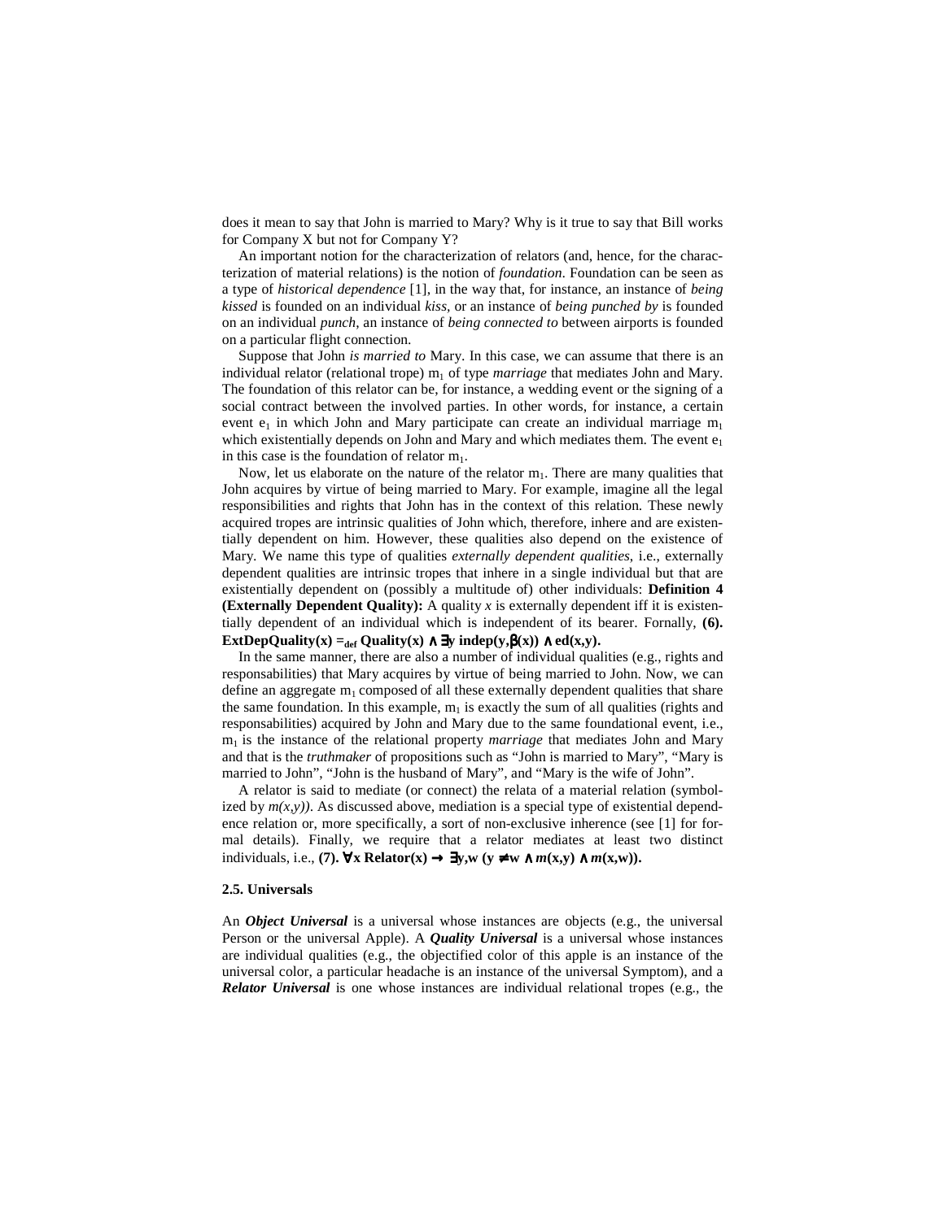does it mean to say that John is married to Mary? Why is it true to say that Bill works for Company X but not for Company Y?

An important notion for the characterization of relators (and, hence, for the characterization of material relations) is the notion of *foundation*. Foundation can be seen as a type of *historical dependence* [1], in the way that, for instance, an instance of *being kissed* is founded on an individual *kiss*, or an instance of *being punched by* is founded on an individual *punch*, an instance of *being connected to* between airports is founded on a particular flight connection.

Suppose that John *is married to* Mary. In this case, we can assume that there is an individual relator (relational trope) $m_1$ of type *marriage* that mediates John and Mary. The foundation of this relator can be, for instance, a wedding event or the signing of a social contract between the involved parties. In other words, for instance, a certain event $e_1$ in which John and Mary participate can create an individual marriage $m_1$ which existentially depends on John and Mary and which mediates them. The event $e_1$ in this case is the foundation of relator $m_1$.

Now, let us elaborate on the nature of the relator $m_1$. There are many qualities that John acquires by virtue of being married to Mary. For example, imagine all the legal responsibilities and rights that John has in the context of this relation. These newly acquired tropes are intrinsic qualities of John which, therefore, inhere and are existentially dependent on him. However, these qualities also depend on the existence of Mary. We name this type of qualities *externally dependent qualities*, i.e., externally dependent qualities are intrinsic tropes that inhere in a single individual but that are existentially dependent on (possibly a multitude of) other individuals: **Definition 4 (Externally Dependent Quality):** A quality *x* is externally dependent iff it is existentially dependent of an individual which is independent of its bearer. Fornally, **(6).** $\textbf{ExtDepQuality(x)} =_{def} \textbf{Quality(x)} \wedge \exists \textbf{y indep(y,}\beta\textbf{(x))} \wedge \textbf{ed(x,y)}$.

In the same manner, there are also a number of individual qualities (e.g., rights and responsabilities) that Mary acquires by virtue of being married to John. Now, we can define an aggregate $m_1$ composed of all these externally dependent qualities that share the same foundation. In this example, $m_1$ is exactly the sum of all qualities (rights and responsabilities) acquired by John and Mary due to the same foundational event, i.e., $m_1$ is the instance of the relational property *marriage* that mediates John and Mary and that is the *truthmaker* of propositions such as "John is married to Mary", "Mary is married to John", "John is the husband of Mary", and "Mary is the wife of John".

A relator is said to mediate (or connect) the relata of a material relation (symbolized by *m(x,y))*. As discussed above, mediation is a special type of existential dependence relation or, more specifically, a sort of non-exclusive inherence (see [1] for formal details). Finally, we require that a relator mediates at least two distinct individuals, i.e., **(7).** $\forall \textbf{x Relator(x)} \rightarrow \exists \textbf{y,w (y} \neq \textbf{w} \wedge m\textbf{(x,y)} \wedge m\textbf{(x,w))}$.

### 2.5. Universals

An ***Object Universal*** is a universal whose instances are objects (e.g., the universal Person or the universal Apple). A ***Quality Universal*** is a universal whose instances are individual qualities (e.g., the objectified color of this apple is an instance of the universal color, a particular headache is an instance of the universal Symptom), and a ***Relator Universal*** is one whose instances are individual relational tropes (e.g., the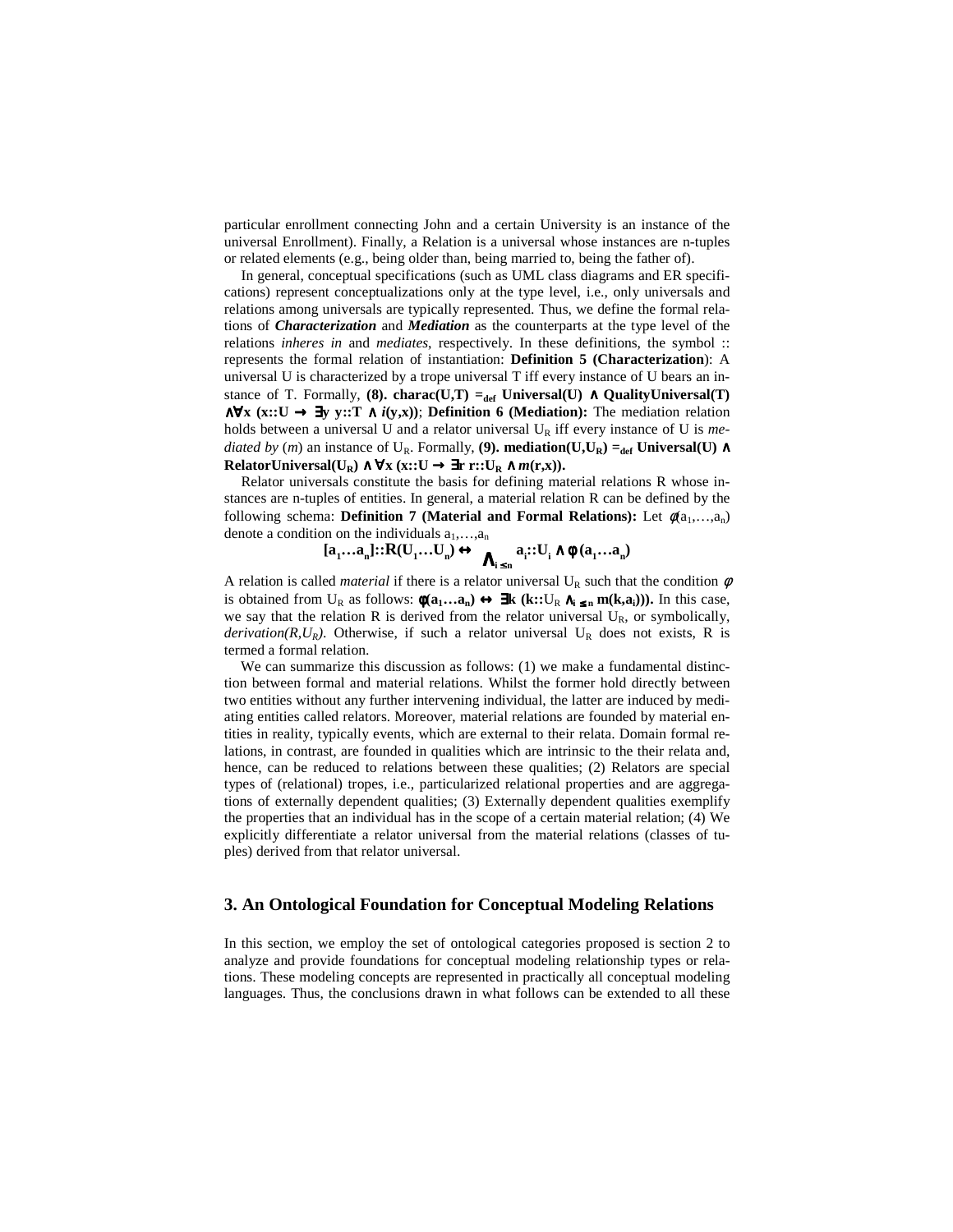particular enrollment connecting John and a certain University is an instance of the universal Enrollment). Finally, a Relation is a universal whose instances are n-tuples or related elements (e.g., being older than, being married to, being the father of).

In general, conceptual specifications (such as UML class diagrams and ER specifications) represent conceptualizations only at the type level, i.e., only universals and relations among universals are typically represented. Thus, we define the formal relations of ***Characterization*** and ***Mediation*** as the counterparts at the type level of the relations *inheres in* and *mediates*, respectively. In these definitions, the symbol :: represents the formal relation of instantiation: **Definition 5 (Characterization)**: A universal U is characterized by a trope universal T iff every instance of U bears an instance of T. Formally, **(8). charac(U,T) $=_{def}$ Universal(U) ∧ QualityUniversal(T) ∧∀x (x::U → ∃y y::T ∧ *i*(y,x))**; **Definition 6 (Mediation):** The mediation relation holds between a universal U and a relator universal $U_R$ iff every instance of U is *mediated by* (*m*) an instance of $U_R$. Formally, **(9). mediation(U,$U_R$) $=_{def}$ Universal(U) ∧ RelatorUniversal($U_R$) ∧ ∀x (x::U → ∃r r::$U_R$ ∧ *m*(r,x)).**

Relator universals constitute the basis for defining material relations R whose instances are n-tuples of entities. In general, a material relation R can be defined by the following schema: **Definition 7 (Material and Formal Relations):** Let $\phi(a_1,\ldots,a_n)$ denote a condition on the individuals $a_1,\ldots,a_n$

$$[a_1\ldots a_n]::R(U_1\ldots U_n) \leftrightarrow \bigwedge_{i\leq n} a_i::U_i \land \phi(a_1\ldots a_n)$$

A relation is called *material* if there is a relator universal $U_R$ such that the condition $\phi$ is obtained from $U_R$ as follows: $\phi(a_1\ldots a_n) \leftrightarrow \exists k\ (k::U_R \bigwedge_{i\leq n} m(k,a_i))$). In this case, we say that the relation R is derived from the relator universal $U_R$, or symbolically, *derivation(R,$U_R$)*. Otherwise, if such a relator universal $U_R$ does not exists, R is termed a formal relation.

We can summarize this discussion as follows: (1) we make a fundamental distinction between formal and material relations. Whilst the former hold directly between two entities without any further intervening individual, the latter are induced by mediating entities called relators. Moreover, material relations are founded by material entities in reality, typically events, which are external to their relata. Domain formal relations, in contrast, are founded in qualities which are intrinsic to the their relata and, hence, can be reduced to relations between these qualities; (2) Relators are special types of (relational) tropes, i.e., particularized relational properties and are aggregations of externally dependent qualities; (3) Externally dependent qualities exemplify the properties that an individual has in the scope of a certain material relation; (4) We explicitly differentiate a relator universal from the material relations (classes of tuples) derived from that relator universal.

## 3. An Ontological Foundation for Conceptual Modeling Relations

In this section, we employ the set of ontological categories proposed is section 2 to analyze and provide foundations for conceptual modeling relationship types or relations. These modeling concepts are represented in practically all conceptual modeling languages. Thus, the conclusions drawn in what follows can be extended to all these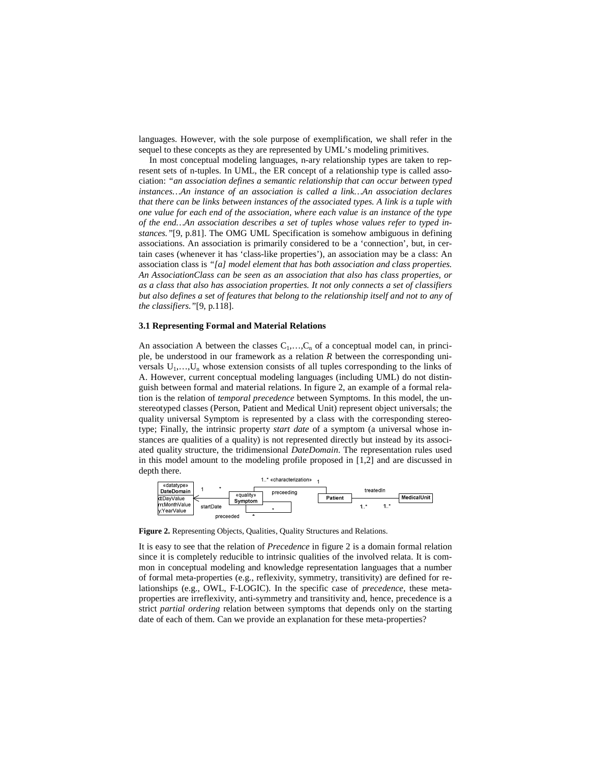languages. However, with the sole purpose of exemplification, we shall refer in the sequel to these concepts as they are represented by UML's modeling primitives.

In most conceptual modeling languages, n-ary relationship types are taken to represent sets of n-tuples. In UML, the ER concept of a relationship type is called association: *"an association defines a semantic relationship that can occur between typed instances…An instance of an association is called a link…An association declares that there can be links between instances of the associated types. A link is a tuple with one value for each end of the association, where each value is an instance of the type of the end…An association describes a set of tuples whose values refer to typed instances."*[9, p.81]. The OMG UML Specification is somehow ambiguous in defining associations. An association is primarily considered to be a 'connection', but, in certain cases (whenever it has 'class-like properties'), an association may be a class: An association class is *"[a] model element that has both association and class properties. An AssociationClass can be seen as an association that also has class properties, or as a class that also has association properties. It not only connects a set of classifiers but also defines a set of features that belong to the relationship itself and not to any of the classifiers."*[9, p.118].

### 3.1 Representing Formal and Material Relations

An association A between the classes $C_1,\ldots,C_n$ of a conceptual model can, in principle, be understood in our framework as a relation *R* between the corresponding universals $U_1,\ldots,U_n$ whose extension consists of all tuples corresponding to the links of A. However, current conceptual modeling languages (including UML) do not distinguish between formal and material relations. In figure 2, an example of a formal relation is the relation of *temporal precedence* between Symptoms. In this model, the unstereotyped classes (Person, Patient and Medical Unit) represent object universals; the quality universal Symptom is represented by a class with the corresponding stereotype; Finally, the intrinsic property *start date* of a symptom (a universal whose instances are qualities of a quality) is not represented directly but instead by its associated quality structure, the tridimensional *DateDomain*. The representation rules used in this model amount to the modeling profile proposed in [1,2] and are discussed in depth there.

**Figure 2.** Representing Objects, Qualities, Quality Structures and Relations.

It is easy to see that the relation of *Precedence* in figure 2 is a domain formal relation since it is completely reducible to intrinsic qualities of the involved relata. It is common in conceptual modeling and knowledge representation languages that a number of formal meta-properties (e.g., reflexivity, symmetry, transitivity) are defined for relationships (e.g., OWL, F-LOGIC). In the specific case of *precedence*, these meta-properties are irreflexivity, anti-symmetry and transitivity and, hence, precedence is a strict *partial ordering* relation between symptoms that depends only on the starting date of each of them. Can we provide an explanation for these meta-properties?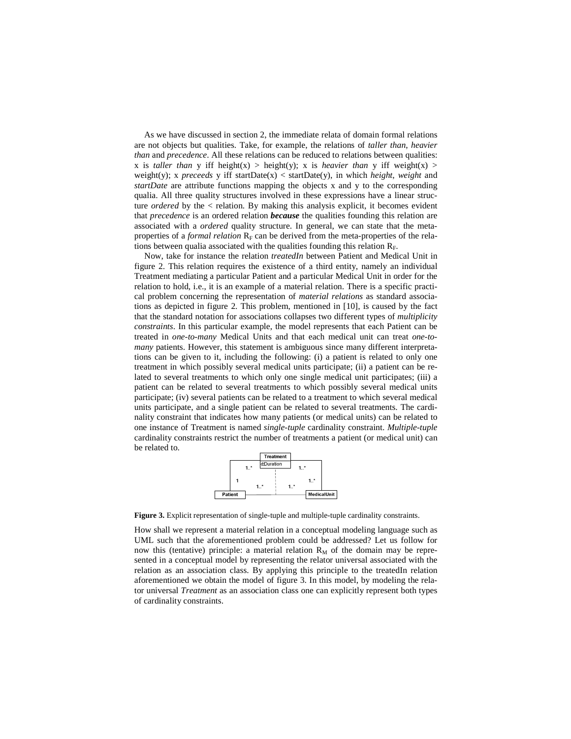As we have discussed in section 2, the immediate relata of domain formal relations are not objects but qualities. Take, for example, the relations of *taller than, heavier than* and *precedence*. All these relations can be reduced to relations between qualities: x is *taller than* y iff height(x) > height(y); x is *heavier than* y iff weight(x) > weight(y); x *preceeds* y iff startDate(x) < startDate(y), in which *height*, *weight* and *startDate* are attribute functions mapping the objects x and y to the corresponding qualia. All three quality structures involved in these expressions have a linear structure *ordered* by the < relation. By making this analysis explicit, it becomes evident that *precedence* is an ordered relation ***because*** the qualities founding this relation are associated with a *ordered* quality structure. In general, we can state that the meta-properties of a *formal relation* $R_F$ can be derived from the meta-properties of the relations between qualia associated with the qualities founding this relation $R_F$.

Now, take for instance the relation *treatedIn* between Patient and Medical Unit in figure 2. This relation requires the existence of a third entity, namely an individual Treatment mediating a particular Patient and a particular Medical Unit in order for the relation to hold, i.e., it is an example of a material relation. There is a specific practical problem concerning the representation of *material relations* as standard associations as depicted in figure 2. This problem, mentioned in [10], is caused by the fact that the standard notation for associations collapses two different types of *multiplicity constraints*. In this particular example, the model represents that each Patient can be treated in *one-to-many* Medical Units and that each medical unit can treat *one-to-many* patients. However, this statement is ambiguous since many different interpretations can be given to it, including the following: (i) a patient is related to only one treatment in which possibly several medical units participate; (ii) a patient can be related to several treatments to which only one single medical unit participates; (iii) a patient can be related to several treatments to which possibly several medical units participate; (iv) several patients can be related to a treatment to which several medical units participate, and a single patient can be related to several treatments. The cardinality constraint that indicates how many patients (or medical units) can be related to one instance of Treatment is named *single-tuple* cardinality constraint. *Multiple-tuple* cardinality constraints restrict the number of treatments a patient (or medical unit) can be related to.

Treatment
d:Duration
1..*
1..*
1
1..*
1..*
1..*
Patient
MedicalUnit

**Figure 3.** Explicit representation of single-tuple and multiple-tuple cardinality constraints.

How shall we represent a material relation in a conceptual modeling language such as UML such that the aforementioned problem could be addressed? Let us follow for now this (tentative) principle: a material relation $R_M$ of the domain may be represented in a conceptual model by representing the relator universal associated with the relation as an association class. By applying this principle to the treatedIn relation aforementioned we obtain the model of figure 3. In this model, by modeling the relator universal *Treatment* as an association class one can explicitly represent both types of cardinality constraints.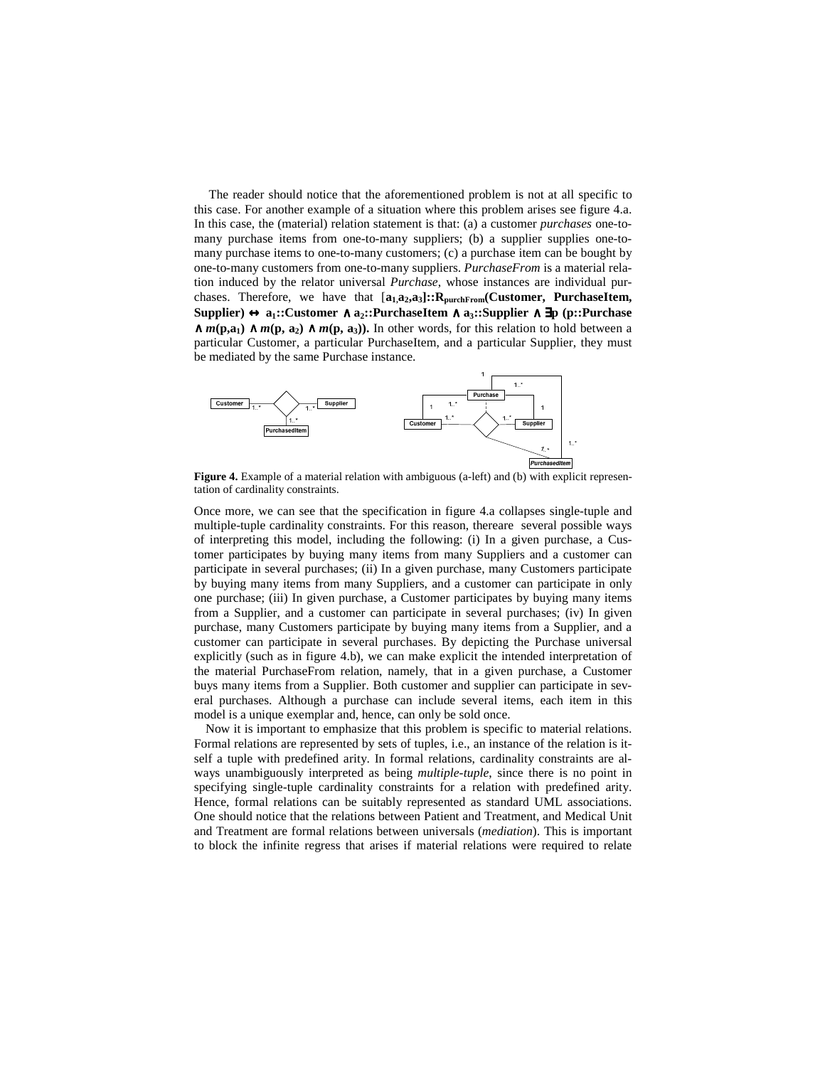The reader should notice that the aforementioned problem is not at all specific to this case. For another example of a situation where this problem arises see figure 4.a. In this case, the (material) relation statement is that: (a) a customer *purchases* one-to-many purchase items from one-to-many suppliers; (b) a supplier supplies one-to-many purchase items to one-to-many customers; (c) a purchase item can be bought by one-to-many customers from one-to-many suppliers. *PurchaseFrom* is a material relation induced by the relator universal *Purchase*, whose instances are individual purchases. Therefore, we have that **$[a_1,a_2,a_3]::R_{purchFrom}$(Customer, PurchaseItem, Supplier) $\leftrightarrow$ $a_1$::Customer $\wedge$ $a_2$::PurchaseItem $\wedge$ $a_3$::Supplier $\wedge$ $\exists$p (p::Purchase $\wedge$ $m(p,a_1)$ $\wedge$ $m(p, a_2)$ $\wedge$ $m(p, a_3)$).** In other words, for this relation to hold between a particular Customer, a particular PurchaseItem, and a particular Supplier, they must be mediated by the same Purchase instance.

Customer
1..*
Supplier
1..*
1..*
PurchasedItem

1
1..*
Purchase
1
1..*
1
Customer
1..*
1..*
Supplier
1..*
1..*
PurchasedItem

**Figure 4.** Example of a material relation with ambiguous (a-left) and (b) with explicit representation of cardinality constraints.

Once more, we can see that the specification in figure 4.a collapses single-tuple and multiple-tuple cardinality constraints. For this reason, thereare several possible ways of interpreting this model, including the following: (i) In a given purchase, a Customer participates by buying many items from many Suppliers and a customer can participate in several purchases; (ii) In a given purchase, many Customers participate by buying many items from many Suppliers, and a customer can participate in only one purchase; (iii) In given purchase, a Customer participates by buying many items from a Supplier, and a customer can participate in several purchases; (iv) In given purchase, many Customers participate by buying many items from a Supplier, and a customer can participate in several purchases. By depicting the Purchase universal explicitly (such as in figure 4.b), we can make explicit the intended interpretation of the material PurchaseFrom relation, namely, that in a given purchase, a Customer buys many items from a Supplier. Both customer and supplier can participate in several purchases. Although a purchase can include several items, each item in this model is a unique exemplar and, hence, can only be sold once.

Now it is important to emphasize that this problem is specific to material relations. Formal relations are represented by sets of tuples, i.e., an instance of the relation is itself a tuple with predefined arity. In formal relations, cardinality constraints are always unambiguously interpreted as being *multiple-tuple*, since there is no point in specifying single-tuple cardinality constraints for a relation with predefined arity. Hence, formal relations can be suitably represented as standard UML associations. One should notice that the relations between Patient and Treatment, and Medical Unit and Treatment are formal relations between universals (*mediation*). This is important to block the infinite regress that arises if material relations were required to relate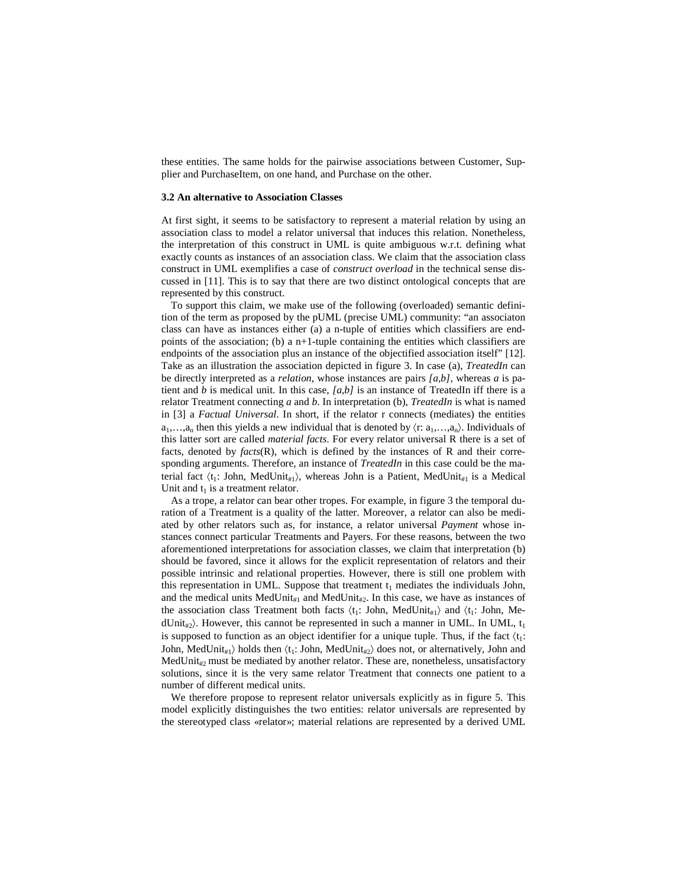these entities. The same holds for the pairwise associations between Customer, Supplier and PurchaseItem, on one hand, and Purchase on the other.

### 3.2 An alternative to Association Classes

At first sight, it seems to be satisfactory to represent a material relation by using an association class to model a relator universal that induces this relation. Nonetheless, the interpretation of this construct in UML is quite ambiguous w.r.t. defining what exactly counts as instances of an association class. We claim that the association class construct in UML exemplifies a case of *construct overload* in the technical sense discussed in [11]. This is to say that there are two distinct ontological concepts that are represented by this construct.

To support this claim, we make use of the following (overloaded) semantic definition of the term as proposed by the pUML (precise UML) community: "an associaton class can have as instances either (a) a n-tuple of entities which classifiers are endpoints of the association; (b) a n+1-tuple containing the entities which classifiers are endpoints of the association plus an instance of the objectified association itself" [12]. Take as an illustration the association depicted in figure 3. In case (a), *TreatedIn* can be directly interpreted as a *relation*, whose instances are pairs *[a,b]*, whereas *a* is patient and *b* is medical unit. In this case, *[a,b]* is an instance of TreatedIn iff there is a relator Treatment connecting *a* and *b*. In interpretation (b), *TreatedIn* is what is named in [3] a *Factual Universal*. In short, if the relator r connects (mediates) the entities $a_1,\ldots,a_n$ then this yields a new individual that is denoted by $\langle r: a_1,\ldots,a_n \rangle$. Individuals of this latter sort are called *material facts*. For every relator universal R there is a set of facts, denoted by *facts*(R), which is defined by the instances of R and their corresponding arguments. Therefore, an instance of *TreatedIn* in this case could be the material fact $\langle t_1$: John, MedUnit$_{\#1}\rangle$, whereas John is a Patient, MedUnit$_{\#1}$ is a Medical Unit and $t_1$ is a treatment relator.

As a trope, a relator can bear other tropes. For example, in figure 3 the temporal duration of a Treatment is a quality of the latter. Moreover, a relator can also be mediated by other relators such as, for instance, a relator universal *Payment* whose instances connect particular Treatments and Payers. For these reasons, between the two aforementioned interpretations for association classes, we claim that interpretation (b) should be favored, since it allows for the explicit representation of relators and their possible intrinsic and relational properties. However, there is still one problem with this representation in UML. Suppose that treatment $t_1$ mediates the individuals John, and the medical units MedUnit$_{\#1}$ and MedUnit$_{\#2}$. In this case, we have as instances of the association class Treatment both facts $\langle t_1$: John, MedUnit$_{\#1}\rangle$ and $\langle t_1$: John, MedUnit$_{\#2}\rangle$. However, this cannot be represented in such a manner in UML. In UML, $t_1$ is supposed to function as an object identifier for a unique tuple. Thus, if the fact $\langle t_1$: John, MedUnit$_{\#1}\rangle$ holds then $\langle t_1$: John, MedUnit$_{\#2}\rangle$ does not, or alternatively, John and MedUnit$_{\#2}$ must be mediated by another relator. These are, nonetheless, unsatisfactory solutions, since it is the very same relator Treatment that connects one patient to a number of different medical units.

We therefore propose to represent relator universals explicitly as in figure 5. This model explicitly distinguishes the two entities: relator universals are represented by the stereotyped class «relator»; material relations are represented by a derived UML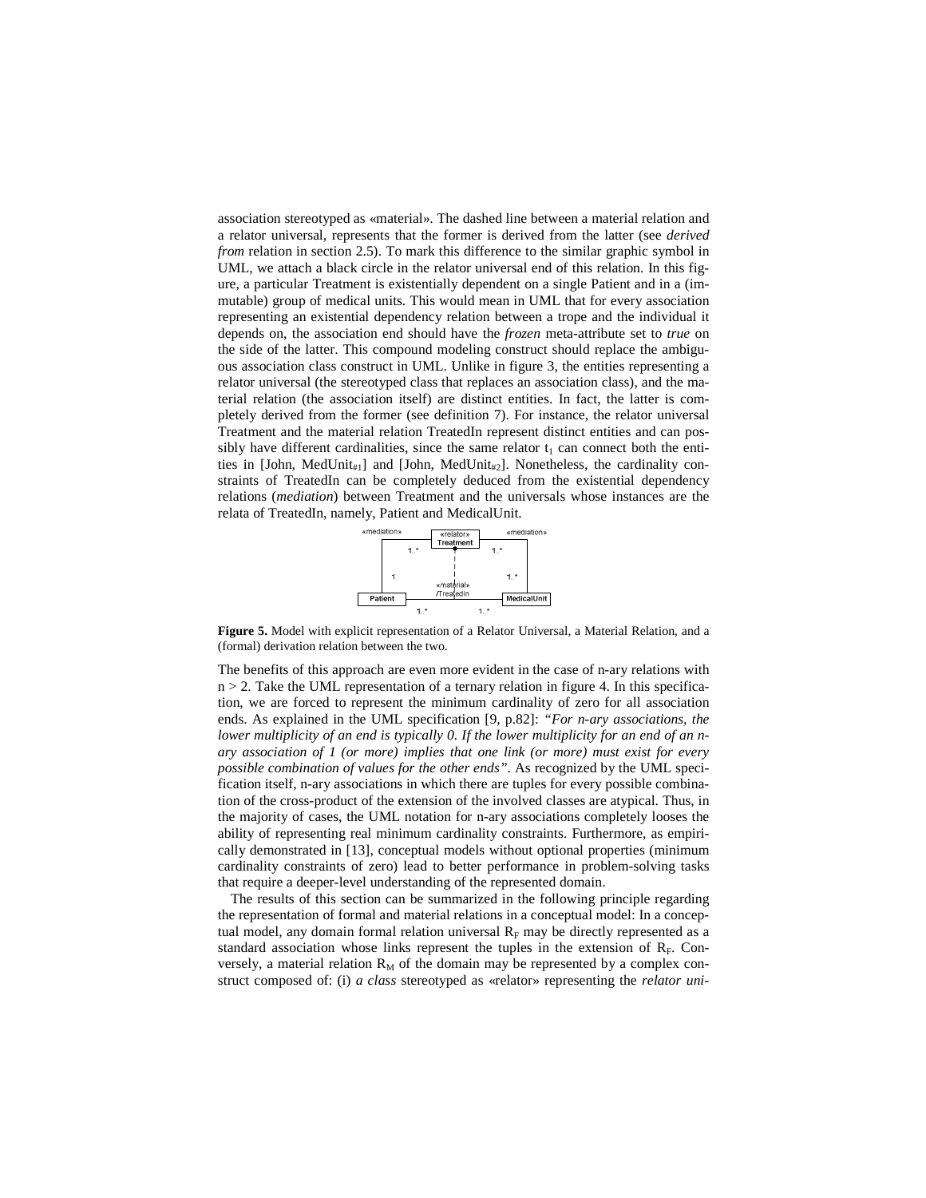association stereotyped as «material». The dashed line between a material relation and a relator universal, represents that the former is derived from the latter (see *derived from* relation in section 2.5). To mark this difference to the similar graphic symbol in UML, we attach a black circle in the relator universal end of this relation. In this figure, a particular Treatment is existentially dependent on a single Patient and in a (immutable) group of medical units. This would mean in UML that for every association representing an existential dependency relation between a trope and the individual it depends on, the association end should have the *frozen* meta-attribute set to *true* on the side of the latter. This compound modeling construct should replace the ambiguous association class construct in UML. Unlike in figure 3, the entities representing a relator universal (the stereotyped class that replaces an association class), and the material relation (the association itself) are distinct entities. In fact, the latter is completely derived from the former (see definition 7). For instance, the relator universal Treatment and the material relation TreatedIn represent distinct entities and can possibly have different cardinalities, since the same relator $t_1$ can connect both the entities in [John, $MedUnit_{\#1}$] and [John, $MedUnit_{\#2}$]. Nonetheless, the cardinality constraints of TreatedIn can be completely deduced from the existential dependency relations (*mediation*) between Treatment and the universals whose instances are the relata of TreatedIn, namely, Patient and MedicalUnit.

**Figure 5.** Model with explicit representation of a Relator Universal, a Material Relation, and a (formal) derivation relation between the two.

The benefits of this approach are even more evident in the case of n-ary relations with $n > 2$. Take the UML representation of a ternary relation in figure 4. In this specification, we are forced to represent the minimum cardinality of zero for all association ends. As explained in the UML specification [9, p.82]: *"For n-ary associations, the lower multiplicity of an end is typically 0. If the lower multiplicity for an end of an n-ary association of 1 (or more) implies that one link (or more) must exist for every possible combination of values for the other ends"*. As recognized by the UML specification itself, n-ary associations in which there are tuples for every possible combination of the cross-product of the extension of the involved classes are atypical. Thus, in the majority of cases, the UML notation for n-ary associations completely looses the ability of representing real minimum cardinality constraints. Furthermore, as empirically demonstrated in [13], conceptual models without optional properties (minimum cardinality constraints of zero) lead to better performance in problem-solving tasks that require a deeper-level understanding of the represented domain.

The results of this section can be summarized in the following principle regarding the representation of formal and material relations in a conceptual model: In a conceptual model, any domain formal relation universal $R_F$ may be directly represented as a standard association whose links represent the tuples in the extension of $R_F$. Conversely, a material relation $R_M$ of the domain may be represented by a complex construct composed of: (i) *a class* stereotyped as «relator» representing the *relator uni-*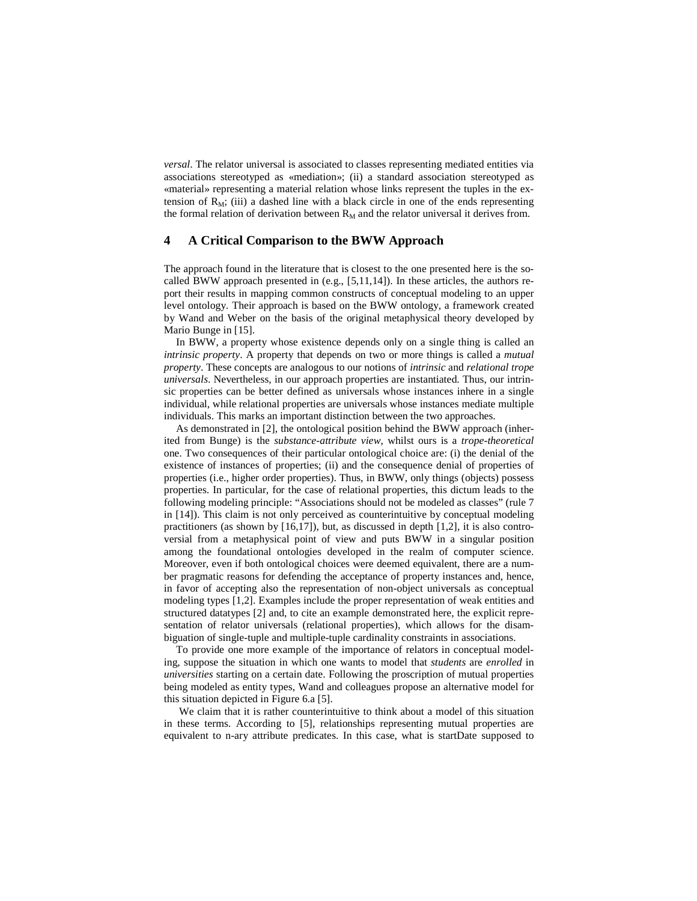*versal*. The relator universal is associated to classes representing mediated entities via associations stereotyped as «mediation»; (ii) a standard association stereotyped as «material» representing a material relation whose links represent the tuples in the extension of $R_M$; (iii) a dashed line with a black circle in one of the ends representing the formal relation of derivation between $R_M$ and the relator universal it derives from.

## 4 A Critical Comparison to the BWW Approach

The approach found in the literature that is closest to the one presented here is the so-called BWW approach presented in (e.g., [5,11,14]). In these articles, the authors report their results in mapping common constructs of conceptual modeling to an upper level ontology. Their approach is based on the BWW ontology, a framework created by Wand and Weber on the basis of the original metaphysical theory developed by Mario Bunge in [15].

In BWW, a property whose existence depends only on a single thing is called an *intrinsic property*. A property that depends on two or more things is called a *mutual property*. These concepts are analogous to our notions of *intrinsic* and *relational trope universals*. Nevertheless, in our approach properties are instantiated. Thus, our intrinsic properties can be better defined as universals whose instances inhere in a single individual, while relational properties are universals whose instances mediate multiple individuals. This marks an important distinction between the two approaches.

As demonstrated in [2], the ontological position behind the BWW approach (inherited from Bunge) is the *substance-attribute view*, whilst ours is a *trope-theoretical* one. Two consequences of their particular ontological choice are: (i) the denial of the existence of instances of properties; (ii) and the consequence denial of properties of properties (i.e., higher order properties). Thus, in BWW, only things (objects) possess properties. In particular, for the case of relational properties, this dictum leads to the following modeling principle: "Associations should not be modeled as classes" (rule 7 in [14]). This claim is not only perceived as counterintuitive by conceptual modeling practitioners (as shown by [16,17]), but, as discussed in depth [1,2], it is also controversial from a metaphysical point of view and puts BWW in a singular position among the foundational ontologies developed in the realm of computer science. Moreover, even if both ontological choices were deemed equivalent, there are a number pragmatic reasons for defending the acceptance of property instances and, hence, in favor of accepting also the representation of non-object universals as conceptual modeling types [1,2]. Examples include the proper representation of weak entities and structured datatypes [2] and, to cite an example demonstrated here, the explicit representation of relator universals (relational properties), which allows for the disambiguation of single-tuple and multiple-tuple cardinality constraints in associations.

To provide one more example of the importance of relators in conceptual modeling, suppose the situation in which one wants to model that *students* are *enrolled* in *universities* starting on a certain date. Following the proscription of mutual properties being modeled as entity types, Wand and colleagues propose an alternative model for this situation depicted in Figure 6.a [5].

We claim that it is rather counterintuitive to think about a model of this situation in these terms. According to [5], relationships representing mutual properties are equivalent to n-ary attribute predicates. In this case, what is startDate supposed to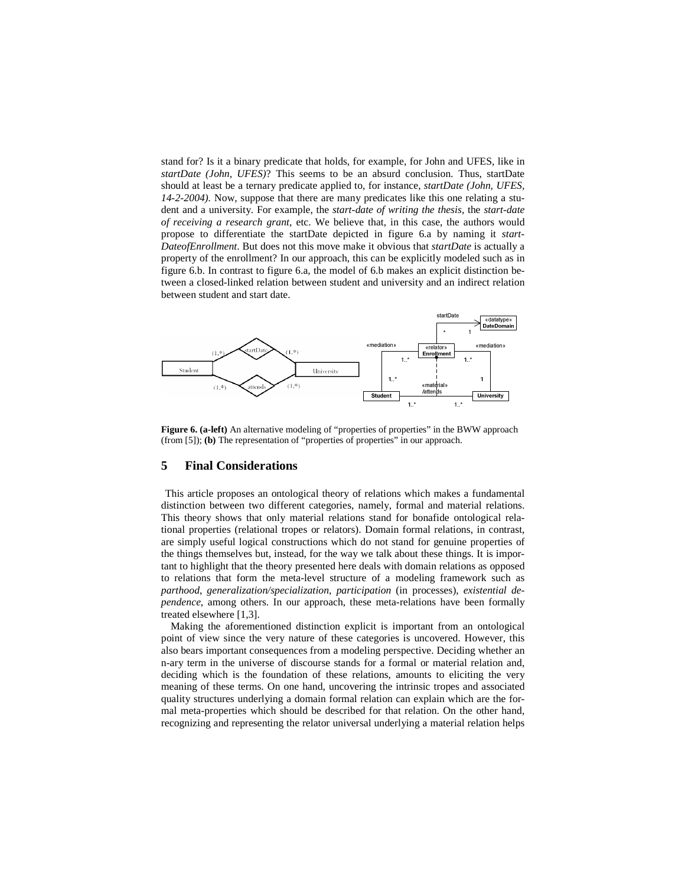stand for? Is it a binary predicate that holds, for example, for John and UFES, like in *startDate (John, UFES)*? This seems to be an absurd conclusion. Thus, startDate should at least be a ternary predicate applied to, for instance, *startDate (John, UFES, 14-2-2004).* Now, suppose that there are many predicates like this one relating a student and a university. For example, the *start-date of writing the thesis*, the *start-date of receiving a research grant*, etc. We believe that, in this case, the authors would propose to differentiate the startDate depicted in figure 6.a by naming it *start-DateofEnrollment*. But does not this move make it obvious that *startDate* is actually a property of the enrollment? In our approach, this can be explicitly modeled such as in figure 6.b. In contrast to figure 6.a, the model of 6.b makes an explicit distinction between a closed-linked relation between student and university and an indirect relation between student and start date.

**Figure 6. (a-left)** An alternative modeling of "properties of properties" in the BWW approach (from [5]); **(b)** The representation of "properties of properties" in our approach.

## 5 Final Considerations

This article proposes an ontological theory of relations which makes a fundamental distinction between two different categories, namely, formal and material relations. This theory shows that only material relations stand for bonafide ontological relational properties (relational tropes or relators). Domain formal relations, in contrast, are simply useful logical constructions which do not stand for genuine properties of the things themselves but, instead, for the way we talk about these things. It is important to highlight that the theory presented here deals with domain relations as opposed to relations that form the meta-level structure of a modeling framework such as *parthood*, *generalization/specialization*, *participation* (in processes), *existential dependence*, among others. In our approach, these meta-relations have been formally treated elsewhere [1,3].

Making the aforementioned distinction explicit is important from an ontological point of view since the very nature of these categories is uncovered. However, this also bears important consequences from a modeling perspective. Deciding whether an n-ary term in the universe of discourse stands for a formal or material relation and, deciding which is the foundation of these relations, amounts to eliciting the very meaning of these terms. On one hand, uncovering the intrinsic tropes and associated quality structures underlying a domain formal relation can explain which are the formal meta-properties which should be described for that relation. On the other hand, recognizing and representing the relator universal underlying a material relation helps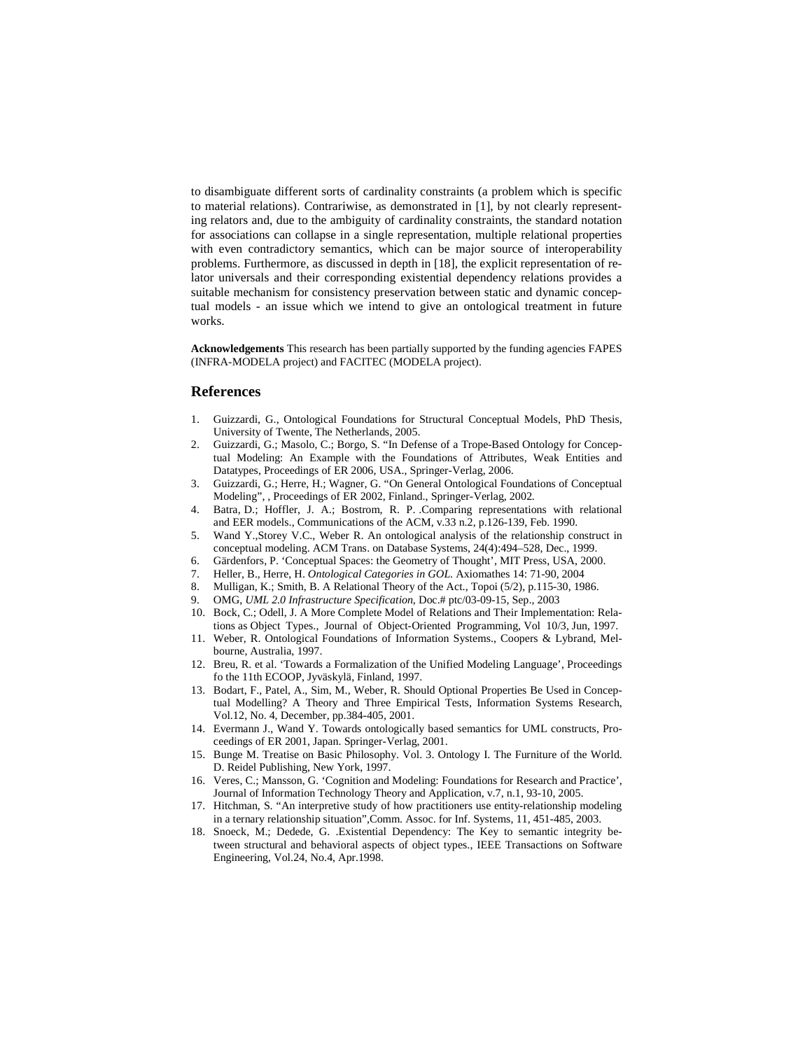to disambiguate different sorts of cardinality constraints (a problem which is specific to material relations). Contrariwise, as demonstrated in [1], by not clearly representing relators and, due to the ambiguity of cardinality constraints, the standard notation for associations can collapse in a single representation, multiple relational properties with even contradictory semantics, which can be major source of interoperability problems. Furthermore, as discussed in depth in [18], the explicit representation of relator universals and their corresponding existential dependency relations provides a suitable mechanism for consistency preservation between static and dynamic conceptual models - an issue which we intend to give an ontological treatment in future works.

**Acknowledgements** This research has been partially supported by the funding agencies FAPES (INFRA-MODELA project) and FACITEC (MODELA project).

## References

1. Guizzardi, G., Ontological Foundations for Structural Conceptual Models, PhD Thesis, University of Twente, The Netherlands, 2005.
2. Guizzardi, G.; Masolo, C.; Borgo, S. "In Defense of a Trope-Based Ontology for Conceptual Modeling: An Example with the Foundations of Attributes, Weak Entities and Datatypes, Proceedings of ER 2006, USA., Springer-Verlag, 2006.
3. Guizzardi, G.; Herre, H.; Wagner, G. "On General Ontological Foundations of Conceptual Modeling", , Proceedings of ER 2002, Finland., Springer-Verlag, 2002.
4. Batra, D.; Hoffler, J. A.; Bostrom, R. P. .Comparing representations with relational and EER models., Communications of the ACM, v.33 n.2, p.126-139, Feb. 1990.
5. Wand Y.,Storey V.C., Weber R. An ontological analysis of the relationship construct in conceptual modeling. ACM Trans. on Database Systems, 24(4):494–528, Dec., 1999.
6. Gärdenfors, P. 'Conceptual Spaces: the Geometry of Thought', MIT Press, USA, 2000.
7. Heller, B., Herre, H. *Ontological Categories in GOL*. Axiomathes 14: 71-90, 2004
8. Mulligan, K.; Smith, B. A Relational Theory of the Act., Topoi (5/2), p.115-30, 1986.
9. OMG, *UML 2.0 Infrastructure Specification*, Doc.# ptc/03-09-15, Sep., 2003
10. Bock, C.; Odell, J. A More Complete Model of Relations and Their Implementation: Relations as Object Types., Journal of Object-Oriented Programming, Vol 10/3, Jun, 1997.
11. Weber, R. Ontological Foundations of Information Systems., Coopers & Lybrand, Melbourne, Australia, 1997.
12. Breu, R. et al. 'Towards a Formalization of the Unified Modeling Language', Proceedings fo the 11th ECOOP, Jyväskylä, Finland, 1997.
13. Bodart, F., Patel, A., Sim, M., Weber, R. Should Optional Properties Be Used in Conceptual Modelling? A Theory and Three Empirical Tests, Information Systems Research, Vol.12, No. 4, December, pp.384-405, 2001.
14. Evermann J., Wand Y. Towards ontologically based semantics for UML constructs, Proceedings of ER 2001, Japan. Springer-Verlag, 2001.
15. Bunge M. Treatise on Basic Philosophy. Vol. 3. Ontology I. The Furniture of the World. D. Reidel Publishing, New York, 1997.
16. Veres, C.; Mansson, G. 'Cognition and Modeling: Foundations for Research and Practice', Journal of Information Technology Theory and Application, v.7, n.1, 93-10, 2005.
17. Hitchman, S. "An interpretive study of how practitioners use entity-relationship modeling in a ternary relationship situation",Comm. Assoc. for Inf. Systems, 11, 451-485, 2003.
18. Snoeck, M.; Dedede, G. .Existential Dependency: The Key to semantic integrity between structural and behavioral aspects of object types., IEEE Transactions on Software Engineering, Vol.24, No.4, Apr.1998.